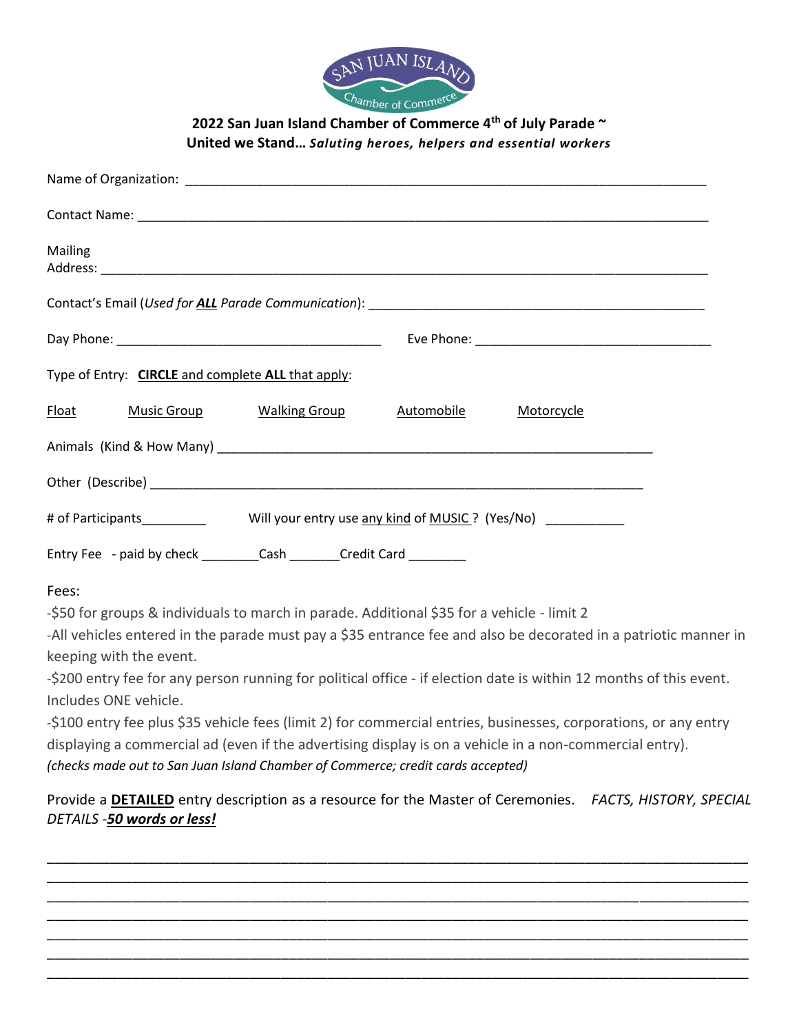SAN JUAN ISLAND Chamber of Commerce

**2022 San Juan Island Chamber of Commerce 4th of July Parade ~**
**United we Stand…** ***Saluting heroes, helpers and essential workers***

Name of Organization: ___________________________________________________________________________

Contact Name: _________________________________________________________________________________

Mailing Address: _______________________________________________________________________________

Contact's Email (*Used for **ALL** Parade Communication*): _______________________________________________

Day Phone: _____________________________________ Eve Phone: __________________________________

Type of Entry: **CIRCLE** and complete **ALL** that apply:

Float  Music Group  Walking Group  Automobile  Motorcycle

Animals (Kind & How Many) _______________________________________________________________

Other (Describe) ______________________________________________________________________

# of Participants_________  Will your entry use any kind of MUSIC ? (Yes/No) ___________

Entry Fee - paid by check ________Cash _______Credit Card ________

Fees:

-$50 for groups & individuals to march in parade. Additional $35 for a vehicle - limit 2

-All vehicles entered in the parade must pay a $35 entrance fee and also be decorated in a patriotic manner in keeping with the event.

-$200 entry fee for any person running for political office - if election date is within 12 months of this event. Includes ONE vehicle.

-$100 entry fee plus $35 vehicle fees (limit 2) for commercial entries, businesses, corporations, or any entry displaying a commercial ad (even if the advertising display is on a vehicle in a non-commercial entry).

*(checks made out to San Juan Island Chamber of Commerce; credit cards accepted)*

Provide a **DETAILED** entry description as a resource for the Master of Ceremonies. *FACTS, HISTORY, SPECIAL DETAILS -**50 words or less!***

____________________________________________________________________________________

____________________________________________________________________________________

____________________________________________________________________________________

____________________________________________________________________________________

____________________________________________________________________________________

____________________________________________________________________________________

____________________________________________________________________________________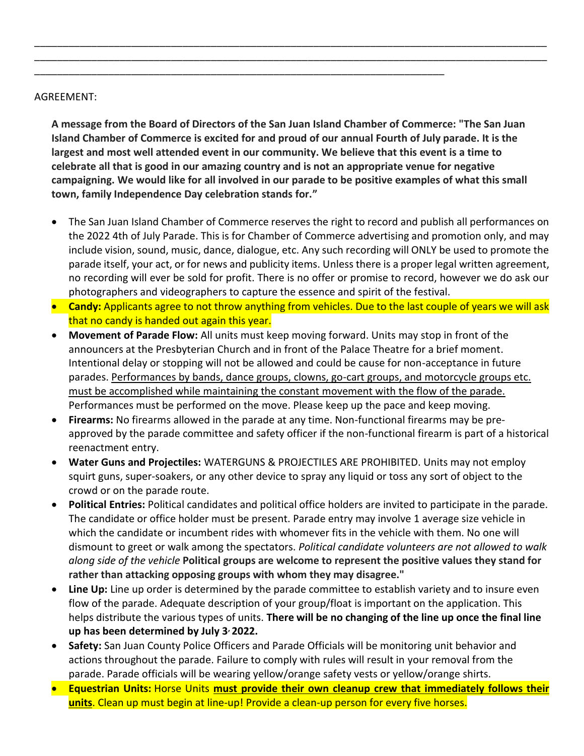\_\_\_\_\_\_\_\_\_\_\_\_\_\_\_\_\_\_\_\_\_\_\_\_\_\_\_\_\_\_\_\_\_\_\_\_\_\_\_\_\_\_\_\_\_\_\_\_\_\_\_\_\_\_\_\_\_\_\_\_\_\_\_\_\_\_\_\_\_\_\_\_\_\_\_\_\_\_\_\_\_\_\_\_\_\_\_\_\_\_\_\_

\_\_\_\_\_\_\_\_\_\_\_\_\_\_\_\_\_\_\_\_\_\_\_\_\_\_\_\_\_\_\_\_\_\_\_\_\_\_\_\_\_\_\_\_\_\_\_\_\_\_\_\_\_\_\_\_\_\_\_\_\_\_\_\_\_\_\_\_\_\_\_\_\_\_\_\_\_\_\_\_\_\_\_\_\_\_\_\_\_\_\_\_

\_\_\_\_\_\_\_\_\_\_\_\_\_\_\_\_\_\_\_\_\_\_\_\_\_\_\_\_\_\_\_\_\_\_\_\_\_\_\_\_\_\_\_\_\_\_\_\_\_\_\_\_\_\_\_\_\_\_\_\_\_\_\_\_\_\_\_\_\_\_\_\_

AGREEMENT:

**A message from the Board of Directors of the San Juan Island Chamber of Commerce: "The San Juan Island Chamber of Commerce is excited for and proud of our annual Fourth of July parade. It is the largest and most well attended event in our community. We believe that this event is a time to celebrate all that is good in our amazing country and is not an appropriate venue for negative campaigning. We would like for all involved in our parade to be positive examples of what this small town, family Independence Day celebration stands for."**

- The San Juan Island Chamber of Commerce reserves the right to record and publish all performances on the 2022 4th of July Parade. This is for Chamber of Commerce advertising and promotion only, and may include vision, sound, music, dance, dialogue, etc. Any such recording will ONLY be used to promote the parade itself, your act, or for news and publicity items. Unless there is a proper legal written agreement, no recording will ever be sold for profit. There is no offer or promise to record, however we do ask our photographers and videographers to capture the essence and spirit of the festival.
- **Candy:** Applicants agree to not throw anything from vehicles. Due to the last couple of years we will ask that no candy is handed out again this year.
- **Movement of Parade Flow:** All units must keep moving forward. Units may stop in front of the announcers at the Presbyterian Church and in front of the Palace Theatre for a brief moment. Intentional delay or stopping will not be allowed and could be cause for non-acceptance in future parades. <u>Performances by bands, dance groups, clowns, go-cart groups, and motorcycle groups etc. must be accomplished while maintaining the constant movement with the flow of the parade.</u> Performances must be performed on the move. Please keep up the pace and keep moving.
- **Firearms:** No firearms allowed in the parade at any time. Non-functional firearms may be pre-approved by the parade committee and safety officer if the non-functional firearm is part of a historical reenactment entry.
- **Water Guns and Projectiles:** WATERGUNS & PROJECTILES ARE PROHIBITED. Units may not employ squirt guns, super-soakers, or any other device to spray any liquid or toss any sort of object to the crowd or on the parade route.
- **Political Entries:** Political candidates and political office holders are invited to participate in the parade. The candidate or office holder must be present. Parade entry may involve 1 average size vehicle in which the candidate or incumbent rides with whomever fits in the vehicle with them. No one will dismount to greet or walk among the spectators. *Political candidate volunteers are not allowed to walk along side of the vehicle* **Political groups are welcome to represent the positive values they stand for rather than attacking opposing groups with whom they may disagree."**
- **Line Up:** Line up order is determined by the parade committee to establish variety and to insure even flow of the parade. Adequate description of your group/float is important on the application. This helps distribute the various types of units. **There will be no changing of the line up once the final line up has been determined by July 3, 2022.**
- **Safety:** San Juan County Police Officers and Parade Officials will be monitoring unit behavior and actions throughout the parade. Failure to comply with rules will result in your removal from the parade. Parade officials will be wearing yellow/orange safety vests or yellow/orange shirts.
- **Equestrian Units:** Horse Units **<u>must provide their own cleanup crew that immediately follows their units</u>**. Clean up must begin at line-up! Provide a clean-up person for every five horses.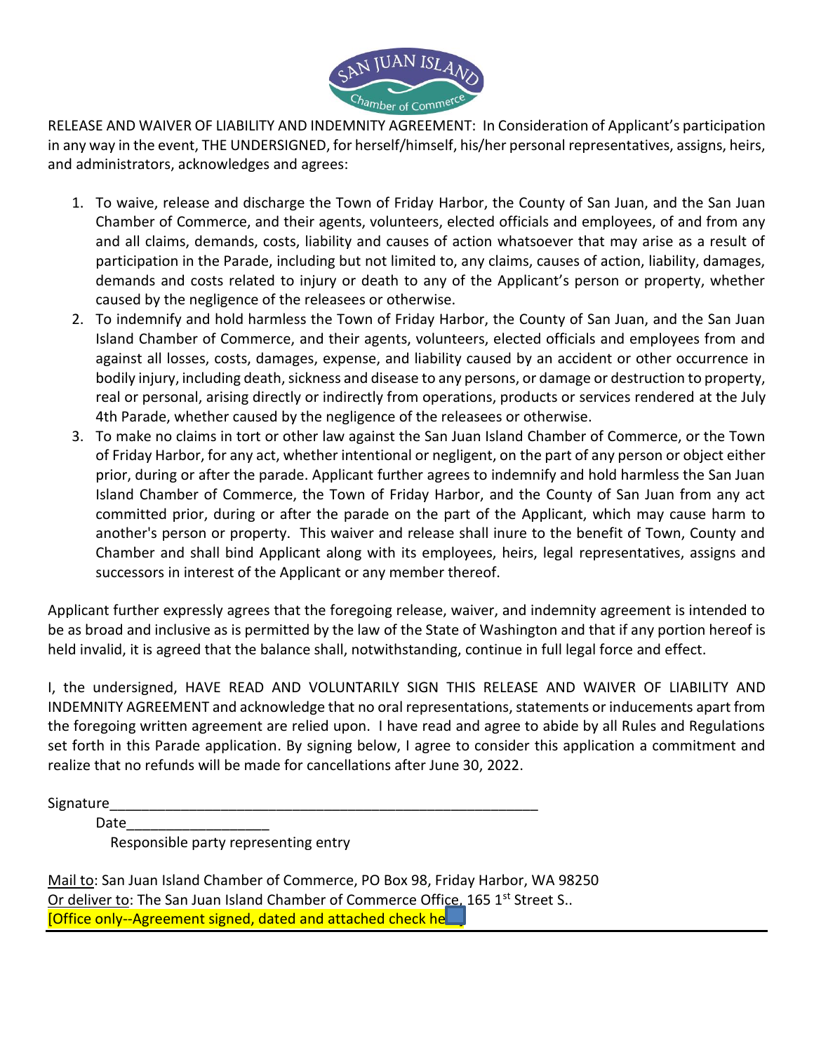RELEASE AND WAIVER OF LIABILITY AND INDEMNITY AGREEMENT: In Consideration of Applicant's participation in any way in the event, THE UNDERSIGNED, for herself/himself, his/her personal representatives, assigns, heirs, and administrators, acknowledges and agrees:

1. To waive, release and discharge the Town of Friday Harbor, the County of San Juan, and the San Juan Chamber of Commerce, and their agents, volunteers, elected officials and employees, of and from any and all claims, demands, costs, liability and causes of action whatsoever that may arise as a result of participation in the Parade, including but not limited to, any claims, causes of action, liability, damages, demands and costs related to injury or death to any of the Applicant's person or property, whether caused by the negligence of the releasees or otherwise.
2. To indemnify and hold harmless the Town of Friday Harbor, the County of San Juan, and the San Juan Island Chamber of Commerce, and their agents, volunteers, elected officials and employees from and against all losses, costs, damages, expense, and liability caused by an accident or other occurrence in bodily injury, including death, sickness and disease to any persons, or damage or destruction to property, real or personal, arising directly or indirectly from operations, products or services rendered at the July 4th Parade, whether caused by the negligence of the releasees or otherwise.
3. To make no claims in tort or other law against the San Juan Island Chamber of Commerce, or the Town of Friday Harbor, for any act, whether intentional or negligent, on the part of any person or object either prior, during or after the parade. Applicant further agrees to indemnify and hold harmless the San Juan Island Chamber of Commerce, the Town of Friday Harbor, and the County of San Juan from any act committed prior, during or after the parade on the part of the Applicant, which may cause harm to another's person or property. This waiver and release shall inure to the benefit of Town, County and Chamber and shall bind Applicant along with its employees, heirs, legal representatives, assigns and successors in interest of the Applicant or any member thereof.

Applicant further expressly agrees that the foregoing release, waiver, and indemnity agreement is intended to be as broad and inclusive as is permitted by the law of the State of Washington and that if any portion hereof is held invalid, it is agreed that the balance shall, notwithstanding, continue in full legal force and effect.

I, the undersigned, HAVE READ AND VOLUNTARILY SIGN THIS RELEASE AND WAIVER OF LIABILITY AND INDEMNITY AGREEMENT and acknowledge that no oral representations, statements or inducements apart from the foregoing written agreement are relied upon. I have read and agree to abide by all Rules and Regulations set forth in this Parade application. By signing below, I agree to consider this application a commitment and realize that no refunds will be made for cancellations after June 30, 2022.

Signature_______________________________________________________

Date__________________

Responsible party representing entry

Mail to: San Juan Island Chamber of Commerce, PO Box 98, Friday Harbor, WA 98250

Or deliver to: The San Juan Island Chamber of Commerce Office, 165 1st Street S..

[Office only--Agreement signed, dated and attached check he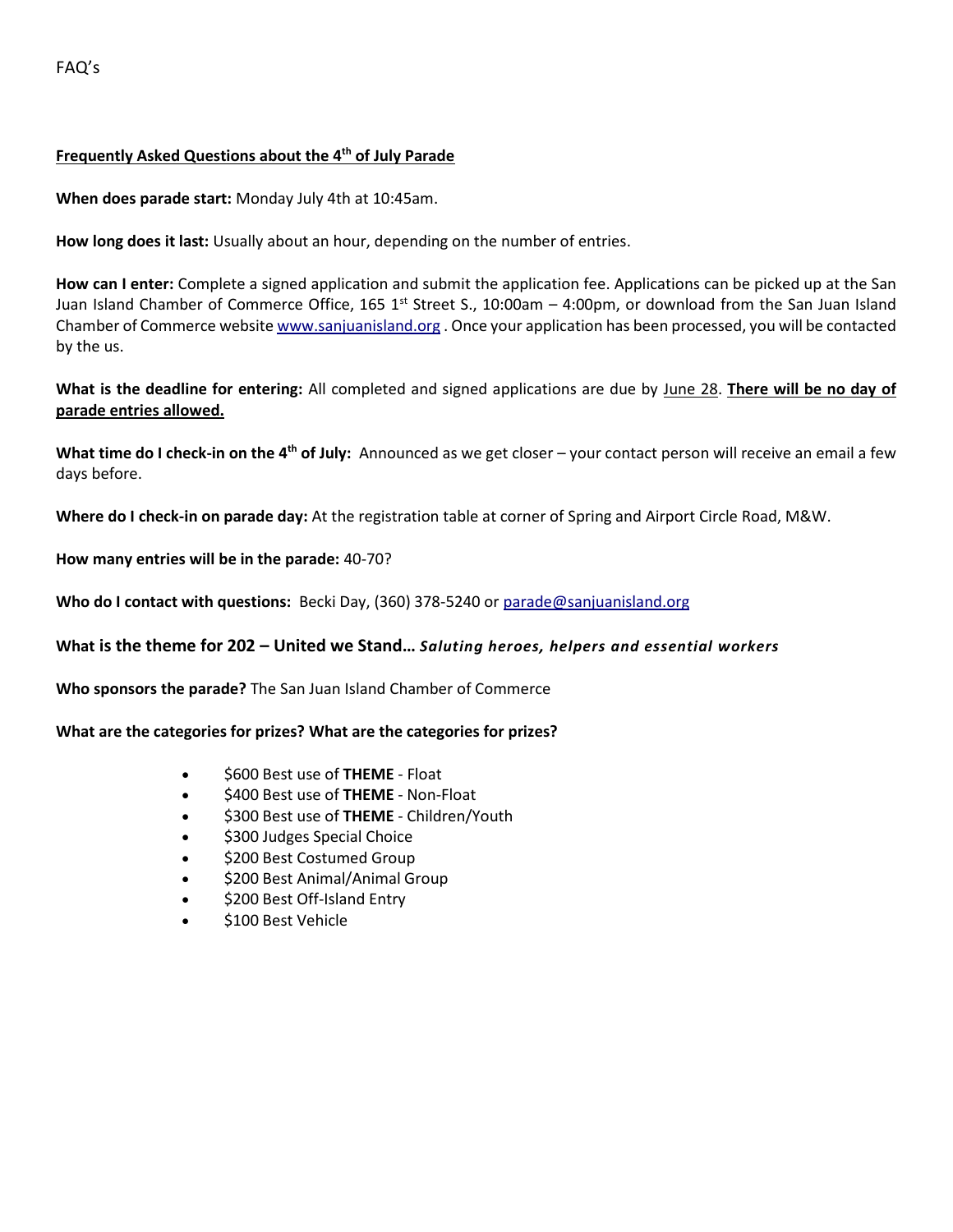FAQ's

**Frequently Asked Questions about the 4th of July Parade**

**When does parade start:** Monday July 4th at 10:45am.

**How long does it last:** Usually about an hour, depending on the number of entries.

**How can I enter:** Complete a signed application and submit the application fee. Applications can be picked up at the San Juan Island Chamber of Commerce Office, 165 1st Street S., 10:00am – 4:00pm, or download from the San Juan Island Chamber of Commerce website www.sanjuanisland.org . Once your application has been processed, you will be contacted by the us.

**What is the deadline for entering:** All completed and signed applications are due by June 28. **There will be no day of parade entries allowed.**

**What time do I check-in on the 4th of July:** Announced as we get closer – your contact person will receive an email a few days before.

**Where do I check-in on parade day:** At the registration table at corner of Spring and Airport Circle Road, M&W.

**How many entries will be in the parade:** 40-70?

**Who do I contact with questions:** Becki Day, (360) 378-5240 or parade@sanjuanisland.org

**What is the theme for 202 – United we Stand…** ***Saluting heroes, helpers and essential workers***

**Who sponsors the parade?** The San Juan Island Chamber of Commerce

**What are the categories for prizes? What are the categories for prizes?**

- $600 Best use of **THEME** - Float
- $400 Best use of **THEME** - Non-Float
- $300 Best use of **THEME** - Children/Youth
- $300 Judges Special Choice
- $200 Best Costumed Group
- $200 Best Animal/Animal Group
- $200 Best Off-Island Entry
- $100 Best Vehicle